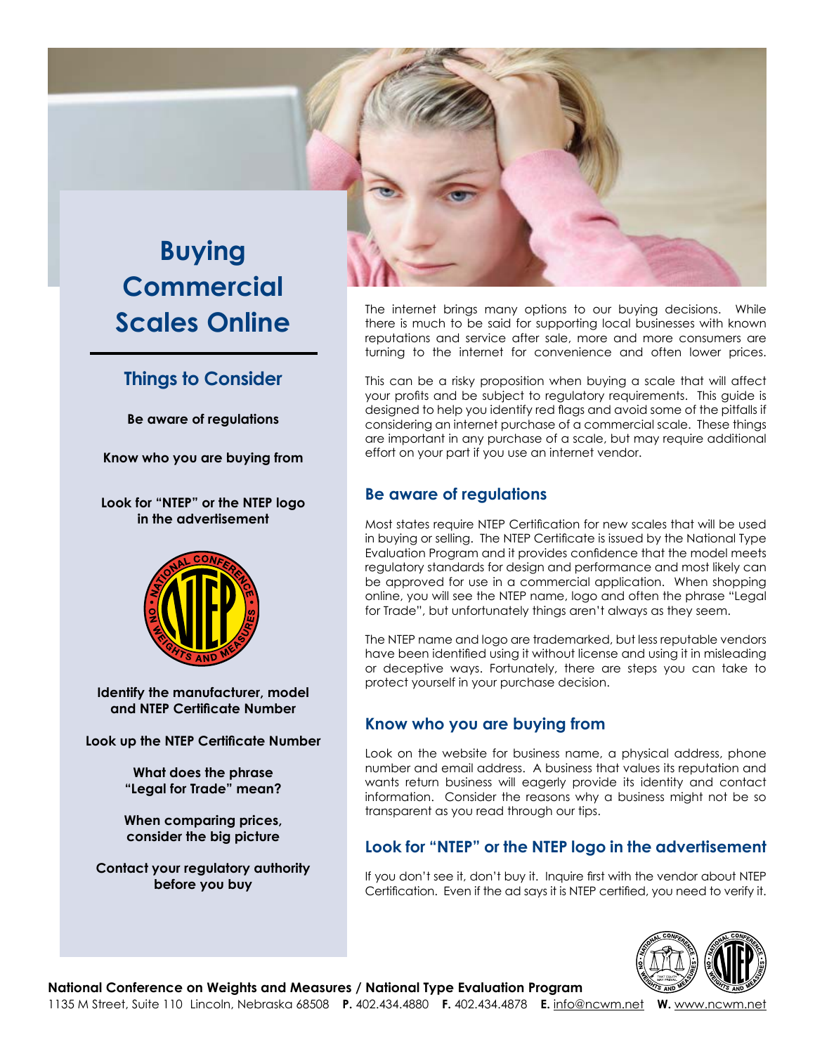# Buying Commercial Scales Online

## Things to Consider

**Be aware of regulations**

**Know who you are buying from**

**Look for "NTEP" or the NTEP logo in the advertisement**

**Identify the manufacturer, model and NTEP Certificate Number**

**Look up the NTEP Certificate Number**

**What does the phrase "Legal for Trade" mean?**

**When comparing prices, consider the big picture**

**Contact your regulatory authority before you buy**

The internet brings many options to our buying decisions. While there is much to be said for supporting local businesses with known reputations and service after sale, more and more consumers are turning to the internet for convenience and often lower prices.

This can be a risky proposition when buying a scale that will affect your profits and be subject to regulatory requirements. This guide is designed to help you identify red flags and avoid some of the pitfalls if considering an internet purchase of a commercial scale. These things are important in any purchase of a scale, but may require additional effort on your part if you use an internet vendor.

### Be aware of regulations

Most states require NTEP Certification for new scales that will be used in buying or selling. The NTEP Certificate is issued by the National Type Evaluation Program and it provides confidence that the model meets regulatory standards for design and performance and most likely can be approved for use in a commercial application. When shopping online, you will see the NTEP name, logo and often the phrase "Legal for Trade", but unfortunately things aren't always as they seem.

The NTEP name and logo are trademarked, but less reputable vendors have been identified using it without license and using it in misleading or deceptive ways. Fortunately, there are steps you can take to protect yourself in your purchase decision.

### Know who you are buying from

Look on the website for business name, a physical address, phone number and email address. A business that values its reputation and wants return business will eagerly provide its identity and contact information. Consider the reasons why a business might not be so transparent as you read through our tips.

### Look for "NTEP" or the NTEP logo in the advertisement

If you don't see it, don't buy it. Inquire first with the vendor about NTEP Certification. Even if the ad says it is NTEP certified, you need to verify it.

**National Conference on Weights and Measures / National Type Evaluation Program**
1135 M Street, Suite 110 Lincoln, Nebraska 68508 **P.** 402.434.4880 **F.** 402.434.4878 **E.** info@ncwm.net **W.** www.ncwm.net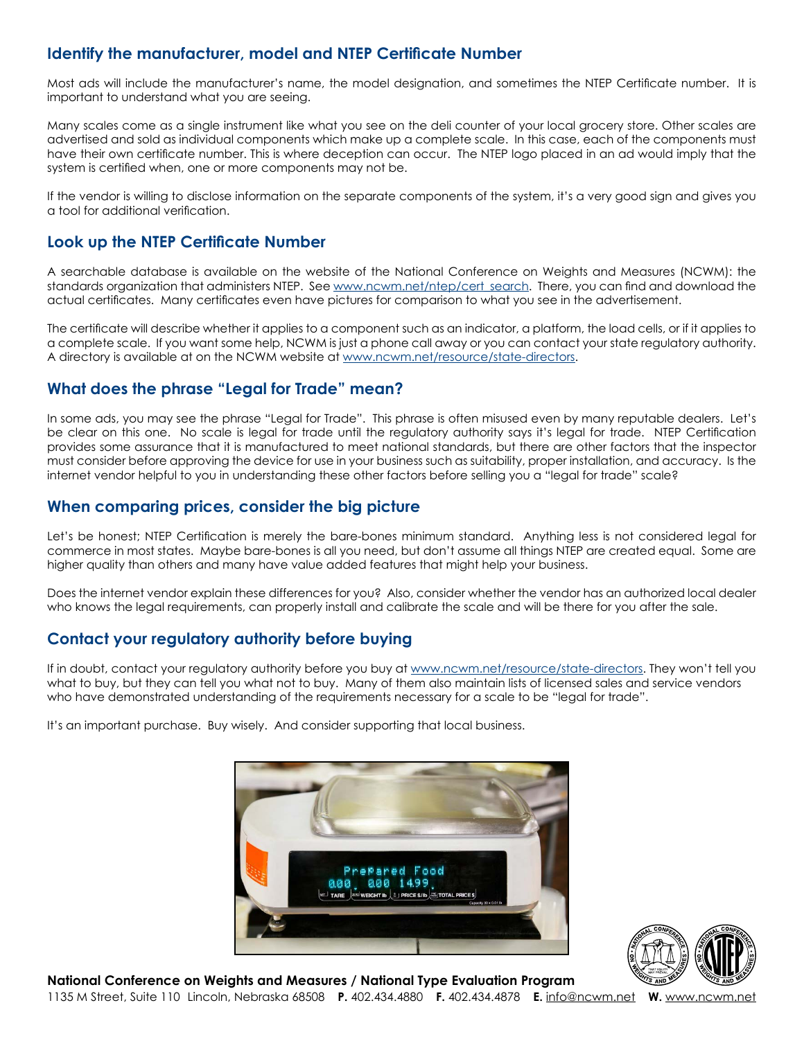## Identify the manufacturer, model and NTEP Certificate Number

Most ads will include the manufacturer's name, the model designation, and sometimes the NTEP Certificate number. It is important to understand what you are seeing.

Many scales come as a single instrument like what you see on the deli counter of your local grocery store. Other scales are advertised and sold as individual components which make up a complete scale. In this case, each of the components must have their own certificate number. This is where deception can occur. The NTEP logo placed in an ad would imply that the system is certified when, one or more components may not be.

If the vendor is willing to disclose information on the separate components of the system, it's a very good sign and gives you a tool for additional verification.

## Look up the NTEP Certificate Number

A searchable database is available on the website of the National Conference on Weights and Measures (NCWM): the standards organization that administers NTEP. See www.ncwm.net/ntep/cert_search. There, you can find and download the actual certificates. Many certificates even have pictures for comparison to what you see in the advertisement.

The certificate will describe whether it applies to a component such as an indicator, a platform, the load cells, or if it applies to a complete scale. If you want some help, NCWM is just a phone call away or you can contact your state regulatory authority. A directory is available at on the NCWM website at www.ncwm.net/resource/state-directors.

## What does the phrase "Legal for Trade" mean?

In some ads, you may see the phrase "Legal for Trade". This phrase is often misused even by many reputable dealers. Let's be clear on this one. No scale is legal for trade until the regulatory authority says it's legal for trade. NTEP Certification provides some assurance that it is manufactured to meet national standards, but there are other factors that the inspector must consider before approving the device for use in your business such as suitability, proper installation, and accuracy. Is the internet vendor helpful to you in understanding these other factors before selling you a "legal for trade" scale?

## When comparing prices, consider the big picture

Let's be honest; NTEP Certification is merely the bare-bones minimum standard. Anything less is not considered legal for commerce in most states. Maybe bare-bones is all you need, but don't assume all things NTEP are created equal. Some are higher quality than others and many have value added features that might help your business.

Does the internet vendor explain these differences for you? Also, consider whether the vendor has an authorized local dealer who knows the legal requirements, can properly install and calibrate the scale and will be there for you after the sale.

## Contact your regulatory authority before buying

If in doubt, contact your regulatory authority before you buy at www.ncwm.net/resource/state-directors. They won't tell you what to buy, but they can tell you what not to buy. Many of them also maintain lists of licensed sales and service vendors who have demonstrated understanding of the requirements necessary for a scale to be "legal for trade".

It's an important purchase. Buy wisely. And consider supporting that local business.

**National Conference on Weights and Measures / National Type Evaluation Program**

1135 M Street, Suite 110 Lincoln, Nebraska 68508 **P.** 402.434.4880 **F.** 402.434.4878 **E.** info@ncwm.net **W.** www.ncwm.net